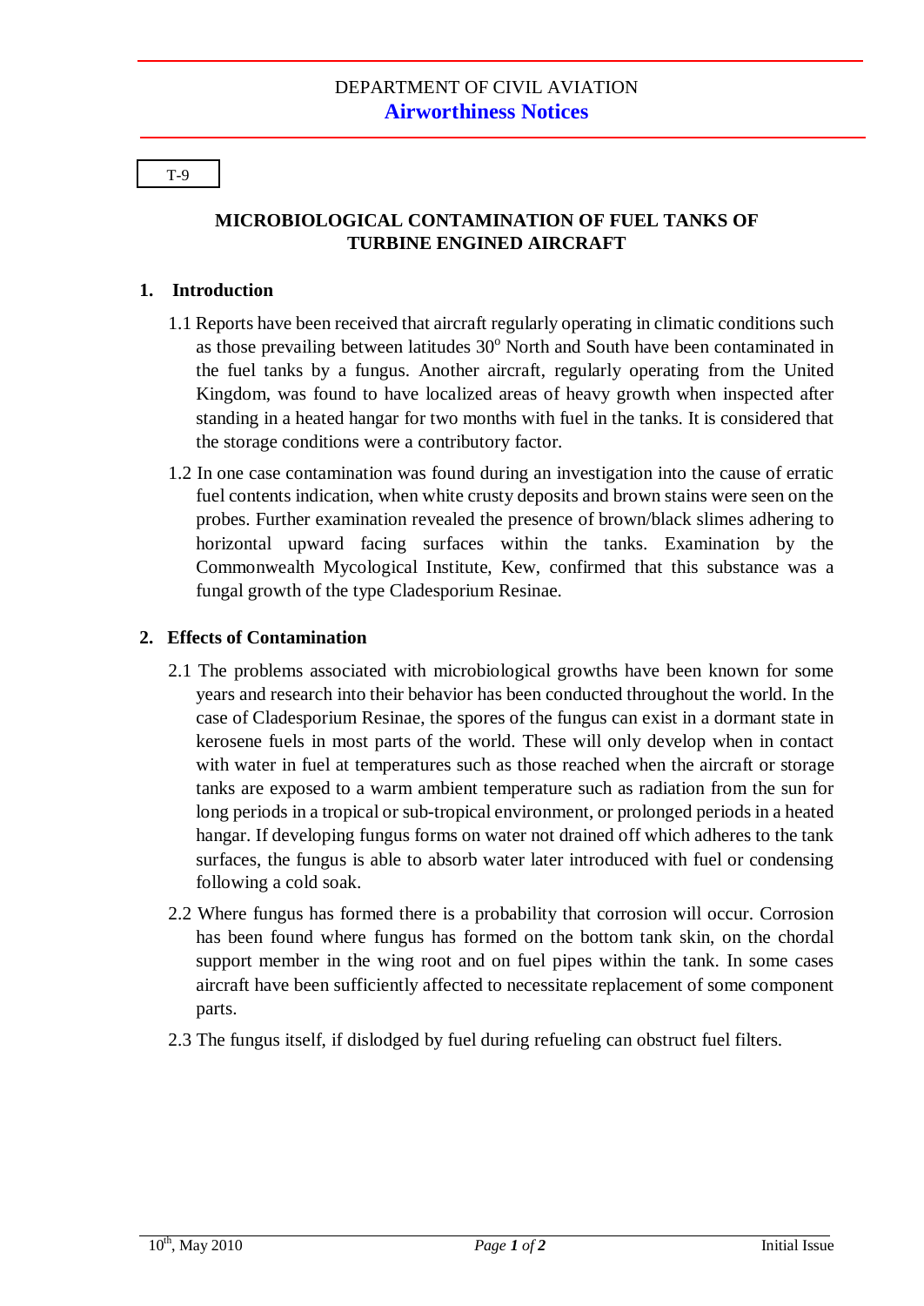DEPARTMENT OF CIVIL AVIATION

# Airworthiness Notices

T-9

## MICROBIOLOGICAL CONTAMINATION OF FUEL TANKS OF TURBINE ENGINED AIRCRAFT

### 1. Introduction

1.1 Reports have been received that aircraft regularly operating in climatic conditions such as those prevailing between latitudes 30$^{o}$ North and South have been contaminated in the fuel tanks by a fungus. Another aircraft, regularly operating from the United Kingdom, was found to have localized areas of heavy growth when inspected after standing in a heated hangar for two months with fuel in the tanks. It is considered that the storage conditions were a contributory factor.

1.2 In one case contamination was found during an investigation into the cause of erratic fuel contents indication, when white crusty deposits and brown stains were seen on the probes. Further examination revealed the presence of brown/black slimes adhering to horizontal upward facing surfaces within the tanks. Examination by the Commonwealth Mycological Institute, Kew, confirmed that this substance was a fungal growth of the type Cladesporium Resinae.

### 2. Effects of Contamination

2.1 The problems associated with microbiological growths have been known for some years and research into their behavior has been conducted throughout the world. In the case of Cladesporium Resinae, the spores of the fungus can exist in a dormant state in kerosene fuels in most parts of the world. These will only develop when in contact with water in fuel at temperatures such as those reached when the aircraft or storage tanks are exposed to a warm ambient temperature such as radiation from the sun for long periods in a tropical or sub-tropical environment, or prolonged periods in a heated hangar. If developing fungus forms on water not drained off which adheres to the tank surfaces, the fungus is able to absorb water later introduced with fuel or condensing following a cold soak.

2.2 Where fungus has formed there is a probability that corrosion will occur. Corrosion has been found where fungus has formed on the bottom tank skin, on the chordal support member in the wing root and on fuel pipes within the tank. In some cases aircraft have been sufficiently affected to necessitate replacement of some component parts.

2.3 The fungus itself, if dislodged by fuel during refueling can obstruct fuel filters.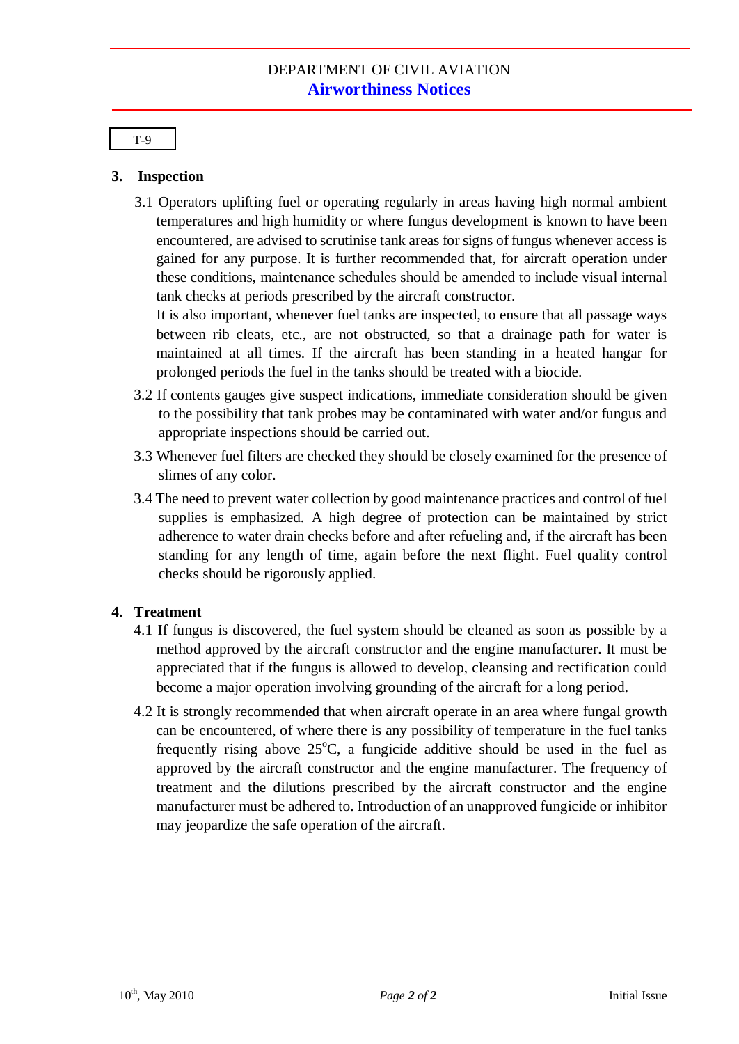T-9

## 3. Inspection

3.1 Operators uplifting fuel or operating regularly in areas having high normal ambient temperatures and high humidity or where fungus development is known to have been encountered, are advised to scrutinise tank areas for signs of fungus whenever access is gained for any purpose. It is further recommended that, for aircraft operation under these conditions, maintenance schedules should be amended to include visual internal tank checks at periods prescribed by the aircraft constructor.

It is also important, whenever fuel tanks are inspected, to ensure that all passage ways between rib cleats, etc., are not obstructed, so that a drainage path for water is maintained at all times. If the aircraft has been standing in a heated hangar for prolonged periods the fuel in the tanks should be treated with a biocide.

3.2 If contents gauges give suspect indications, immediate consideration should be given to the possibility that tank probes may be contaminated with water and/or fungus and appropriate inspections should be carried out.

3.3 Whenever fuel filters are checked they should be closely examined for the presence of slimes of any color.

3.4 The need to prevent water collection by good maintenance practices and control of fuel supplies is emphasized. A high degree of protection can be maintained by strict adherence to water drain checks before and after refueling and, if the aircraft has been standing for any length of time, again before the next flight. Fuel quality control checks should be rigorously applied.

## 4. Treatment

4.1 If fungus is discovered, the fuel system should be cleaned as soon as possible by a method approved by the aircraft constructor and the engine manufacturer. It must be appreciated that if the fungus is allowed to develop, cleansing and rectification could become a major operation involving grounding of the aircraft for a long period.

4.2 It is strongly recommended that when aircraft operate in an area where fungal growth can be encountered, of where there is any possibility of temperature in the fuel tanks frequently rising above 25$^{o}$C, a fungicide additive should be used in the fuel as approved by the aircraft constructor and the engine manufacturer. The frequency of treatment and the dilutions prescribed by the aircraft constructor and the engine manufacturer must be adhered to. Introduction of an unapproved fungicide or inhibitor may jeopardize the safe operation of the aircraft.